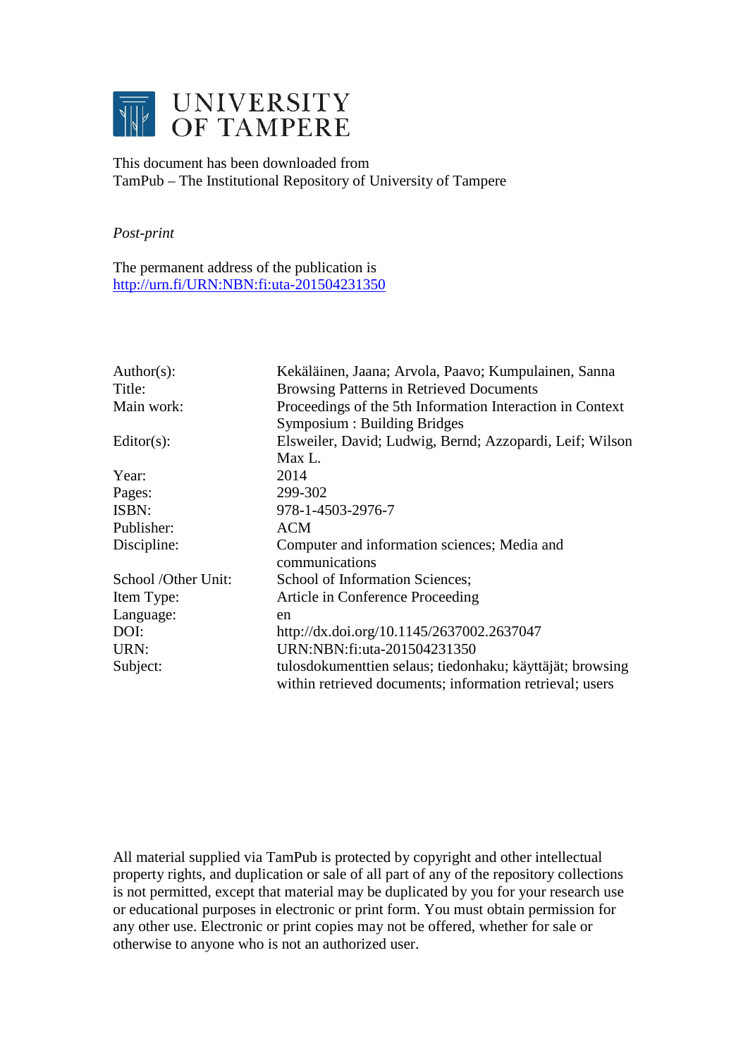# UNIVERSITY OF TAMPERE

This document has been downloaded from
TamPub – The Institutional Repository of University of Tampere

*Post-print*

The permanent address of the publication is
http://urn.fi/URN:NBN:fi:uta-201504231350

| | |
|---|---|
| Author(s): | Kekäläinen, Jaana; Arvola, Paavo; Kumpulainen, Sanna |
| Title: | Browsing Patterns in Retrieved Documents |
| Main work: | Proceedings of the 5th Information Interaction in Context Symposium : Building Bridges |
| Editor(s): | Elsweiler, David; Ludwig, Bernd; Azzopardi, Leif; Wilson Max L. |
| Year: | 2014 |
| Pages: | 299-302 |
| ISBN: | 978-1-4503-2976-7 |
| Publisher: | ACM |
| Discipline: | Computer and information sciences; Media and communications |
| School /Other Unit: | School of Information Sciences; |
| Item Type: | Article in Conference Proceeding |
| Language: | en |
| DOI: | http://dx.doi.org/10.1145/2637002.2637047 |
| URN: | URN:NBN:fi:uta-201504231350 |
| Subject: | tulosdokumenttien selaus; tiedonhaku; käyttäjät; browsing within retrieved documents; information retrieval; users |

All material supplied via TamPub is protected by copyright and other intellectual property rights, and duplication or sale of all part of any of the repository collections is not permitted, except that material may be duplicated by you for your research use or educational purposes in electronic or print form. You must obtain permission for any other use. Electronic or print copies may not be offered, whether for sale or otherwise to anyone who is not an authorized user.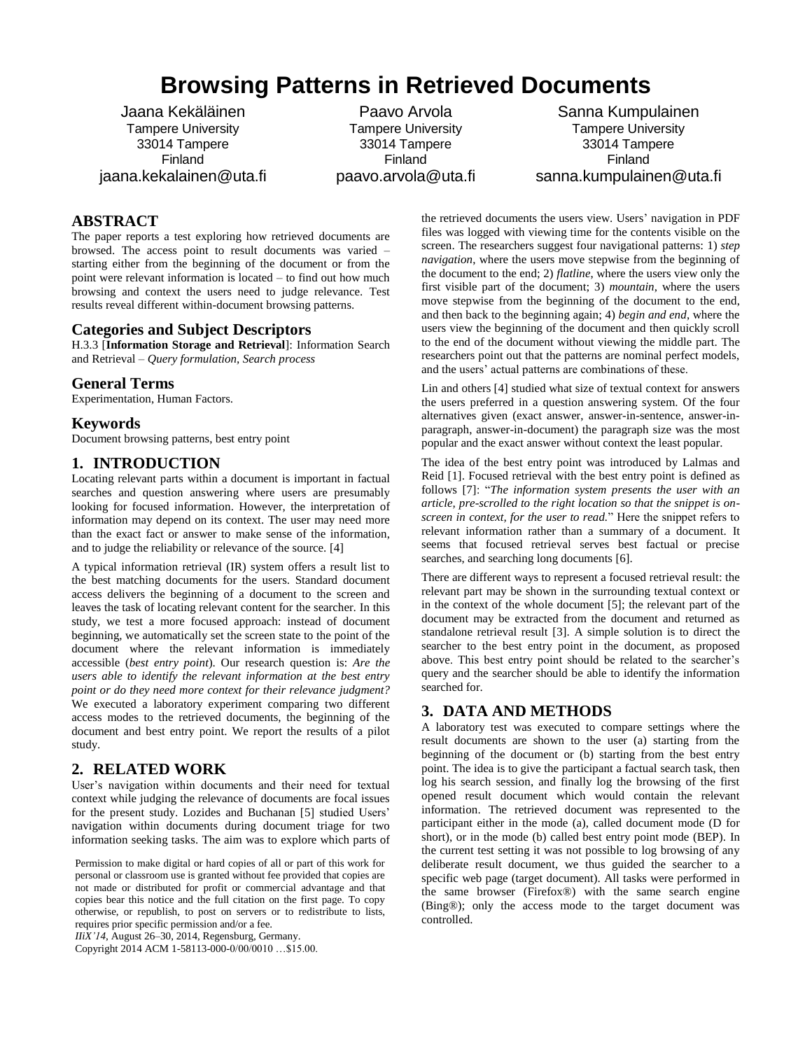# Browsing Patterns in Retrieved Documents

Jaana Kekäläinen
Tampere University
33014 Tampere
Finland
jaana.kekalainen@uta.fi

Paavo Arvola
Tampere University
33014 Tampere
Finland
paavo.arvola@uta.fi

Sanna Kumpulainen
Tampere University
33014 Tampere
Finland
sanna.kumpulainen@uta.fi

## ABSTRACT

The paper reports a test exploring how retrieved documents are browsed. The access point to result documents was varied – starting either from the beginning of the document or from the point were relevant information is located – to find out how much browsing and context the users need to judge relevance. Test results reveal different within-document browsing patterns.

## Categories and Subject Descriptors

H.3.3 [**Information Storage and Retrieval**]: Information Search and Retrieval – *Query formulation, Search process*

## General Terms

Experimentation, Human Factors.

## Keywords

Document browsing patterns, best entry point

## 1. INTRODUCTION

Locating relevant parts within a document is important in factual searches and question answering where users are presumably looking for focused information. However, the interpretation of information may depend on its context. The user may need more than the exact fact or answer to make sense of the information, and to judge the reliability or relevance of the source. [4]

A typical information retrieval (IR) system offers a result list to the best matching documents for the users. Standard document access delivers the beginning of a document to the screen and leaves the task of locating relevant content for the searcher. In this study, we test a more focused approach: instead of document beginning, we automatically set the screen state to the point of the document where the relevant information is immediately accessible (*best entry point*). Our research question is: *Are the users able to identify the relevant information at the best entry point or do they need more context for their relevance judgment?* We executed a laboratory experiment comparing two different access modes to the retrieved documents, the beginning of the document and best entry point. We report the results of a pilot study.

## 2. RELATED WORK

User's navigation within documents and their need for textual context while judging the relevance of documents are focal issues for the present study. Lozides and Buchanan [5] studied Users' navigation within documents during document triage for two information seeking tasks. The aim was to explore which parts of the retrieved documents the users view. Users' navigation in PDF files was logged with viewing time for the contents visible on the screen. The researchers suggest four navigational patterns: 1) *step navigation*, where the users move stepwise from the beginning of the document to the end; 2) *flatline*, where the users view only the first visible part of the document; 3) *mountain*, where the users move stepwise from the beginning of the document to the end, and then back to the beginning again; 4) *begin and end*, where the users view the beginning of the document and then quickly scroll to the end of the document without viewing the middle part. The researchers point out that the patterns are nominal perfect models, and the users' actual patterns are combinations of these.

Lin and others [4] studied what size of textual context for answers the users preferred in a question answering system. Of the four alternatives given (exact answer, answer-in-sentence, answer-in-paragraph, answer-in-document) the paragraph size was the most popular and the exact answer without context the least popular.

The idea of the best entry point was introduced by Lalmas and Reid [1]. Focused retrieval with the best entry point is defined as follows [7]: "*The information system presents the user with an article, pre-scrolled to the right location so that the snippet is on-screen in context, for the user to read.*" Here the snippet refers to relevant information rather than a summary of a document. It seems that focused retrieval serves best factual or precise searches, and searching long documents [6].

There are different ways to represent a focused retrieval result: the relevant part may be shown in the surrounding textual context or in the context of the whole document [5]; the relevant part of the document may be extracted from the document and returned as standalone retrieval result [3]. A simple solution is to direct the searcher to the best entry point in the document, as proposed above. This best entry point should be related to the searcher's query and the searcher should be able to identify the information searched for.

## 3. DATA AND METHODS

A laboratory test was executed to compare settings where the result documents are shown to the user (a) starting from the beginning of the document or (b) starting from the best entry point. The idea is to give the participant a factual search task, then log his search session, and finally log the browsing of the first opened result document which would contain the relevant information. The retrieved document was represented to the participant either in the mode (a), called document mode (D for short), or in the mode (b) called best entry point mode (BEP). In the current test setting it was not possible to log browsing of any deliberate result document, we thus guided the searcher to a specific web page (target document). All tasks were performed in the same browser (Firefox®) with the same search engine (Bing®); only the access mode to the target document was controlled.

Permission to make digital or hard copies of all or part of this work for personal or classroom use is granted without fee provided that copies are not made or distributed for profit or commercial advantage and that copies bear this notice and the full citation on the first page. To copy otherwise, or republish, to post on servers or to redistribute to lists, requires prior specific permission and/or a fee.
*IIiX'14*, August 26–30, 2014, Regensburg, Germany.
Copyright 2014 ACM 1-58113-000-0/00/0010 …$15.00.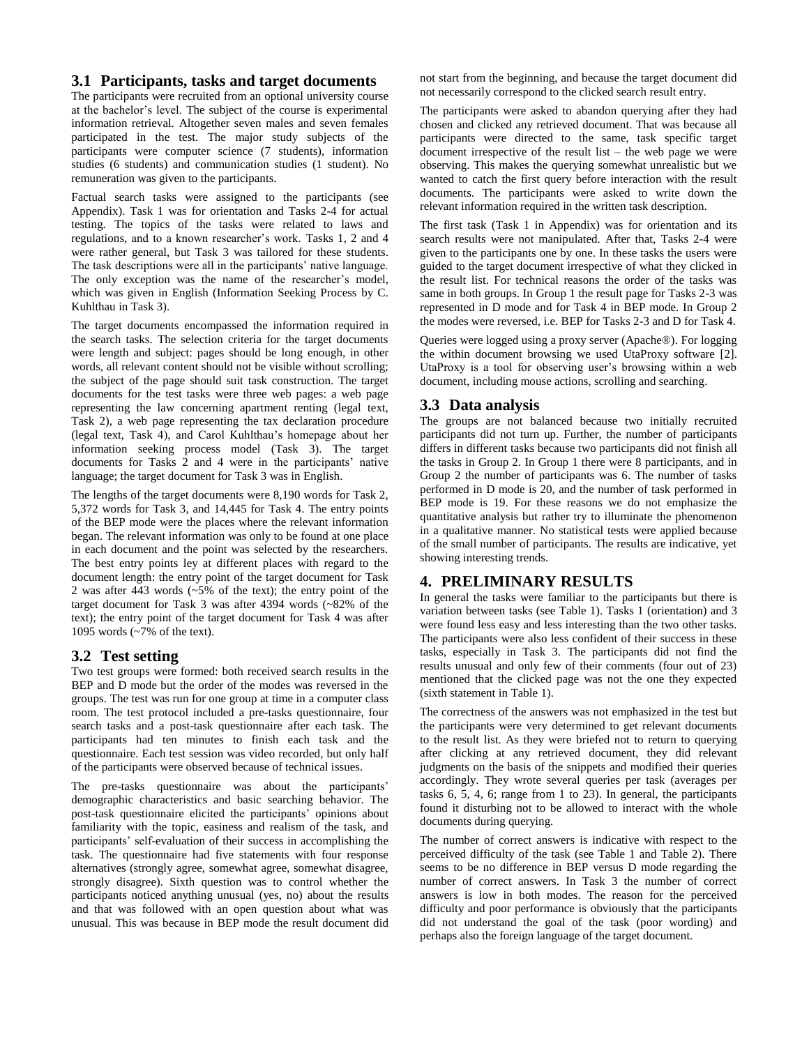### 3.1 Participants, tasks and target documents

The participants were recruited from an optional university course at the bachelor's level. The subject of the course is experimental information retrieval. Altogether seven males and seven females participated in the test. The major study subjects of the participants were computer science (7 students), information studies (6 students) and communication studies (1 student). No remuneration was given to the participants.

Factual search tasks were assigned to the participants (see Appendix). Task 1 was for orientation and Tasks 2-4 for actual testing. The topics of the tasks were related to laws and regulations, and to a known researcher's work. Tasks 1, 2 and 4 were rather general, but Task 3 was tailored for these students. The task descriptions were all in the participants' native language. The only exception was the name of the researcher's model, which was given in English (Information Seeking Process by C. Kuhlthau in Task 3).

The target documents encompassed the information required in the search tasks. The selection criteria for the target documents were length and subject: pages should be long enough, in other words, all relevant content should not be visible without scrolling; the subject of the page should suit task construction. The target documents for the test tasks were three web pages: a web page representing the law concerning apartment renting (legal text, Task 2), a web page representing the tax declaration procedure (legal text, Task 4), and Carol Kuhlthau's homepage about her information seeking process model (Task 3). The target documents for Tasks 2 and 4 were in the participants' native language; the target document for Task 3 was in English.

The lengths of the target documents were 8,190 words for Task 2, 5,372 words for Task 3, and 14,445 for Task 4. The entry points of the BEP mode were the places where the relevant information began. The relevant information was only to be found at one place in each document and the point was selected by the researchers. The best entry points ley at different places with regard to the document length: the entry point of the target document for Task 2 was after 443 words (~5% of the text); the entry point of the target document for Task 3 was after 4394 words (~82% of the text); the entry point of the target document for Task 4 was after 1095 words (~7% of the text).

### 3.2 Test setting

Two test groups were formed: both received search results in the BEP and D mode but the order of the modes was reversed in the groups. The test was run for one group at time in a computer class room. The test protocol included a pre-tasks questionnaire, four search tasks and a post-task questionnaire after each task. The participants had ten minutes to finish each task and the questionnaire. Each test session was video recorded, but only half of the participants were observed because of technical issues.

The pre-tasks questionnaire was about the participants' demographic characteristics and basic searching behavior. The post-task questionnaire elicited the participants' opinions about familiarity with the topic, easiness and realism of the task, and participants' self-evaluation of their success in accomplishing the task. The questionnaire had five statements with four response alternatives (strongly agree, somewhat agree, somewhat disagree, strongly disagree). Sixth question was to control whether the participants noticed anything unusual (yes, no) about the results and that was followed with an open question about what was unusual. This was because in BEP mode the result document did not start from the beginning, and because the target document did not necessarily correspond to the clicked search result entry.

The participants were asked to abandon querying after they had chosen and clicked any retrieved document. That was because all participants were directed to the same, task specific target document irrespective of the result list – the web page we were observing. This makes the querying somewhat unrealistic but we wanted to catch the first query before interaction with the result documents. The participants were asked to write down the relevant information required in the written task description.

The first task (Task 1 in Appendix) was for orientation and its search results were not manipulated. After that, Tasks 2-4 were given to the participants one by one. In these tasks the users were guided to the target document irrespective of what they clicked in the result list. For technical reasons the order of the tasks was same in both groups. In Group 1 the result page for Tasks 2-3 was represented in D mode and for Task 4 in BEP mode. In Group 2 the modes were reversed, i.e. BEP for Tasks 2-3 and D for Task 4.

Queries were logged using a proxy server (Apache®). For logging the within document browsing we used UtaProxy software [2]. UtaProxy is a tool for observing user's browsing within a web document, including mouse actions, scrolling and searching.

### 3.3 Data analysis

The groups are not balanced because two initially recruited participants did not turn up. Further, the number of participants differs in different tasks because two participants did not finish all the tasks in Group 2. In Group 1 there were 8 participants, and in Group 2 the number of participants was 6. The number of tasks performed in D mode is 20, and the number of task performed in BEP mode is 19. For these reasons we do not emphasize the quantitative analysis but rather try to illuminate the phenomenon in a qualitative manner. No statistical tests were applied because of the small number of participants. The results are indicative, yet showing interesting trends.

## 4. PRELIMINARY RESULTS

In general the tasks were familiar to the participants but there is variation between tasks (see Table 1). Tasks 1 (orientation) and 3 were found less easy and less interesting than the two other tasks. The participants were also less confident of their success in these tasks, especially in Task 3. The participants did not find the results unusual and only few of their comments (four out of 23) mentioned that the clicked page was not the one they expected (sixth statement in Table 1).

The correctness of the answers was not emphasized in the test but the participants were very determined to get relevant documents to the result list. As they were briefed not to return to querying after clicking at any retrieved document, they did relevant judgments on the basis of the snippets and modified their queries accordingly. They wrote several queries per task (averages per tasks 6, 5, 4, 6; range from 1 to 23). In general, the participants found it disturbing not to be allowed to interact with the whole documents during querying.

The number of correct answers is indicative with respect to the perceived difficulty of the task (see Table 1 and Table 2). There seems to be no difference in BEP versus D mode regarding the number of correct answers. In Task 3 the number of correct answers is low in both modes. The reason for the perceived difficulty and poor performance is obviously that the participants did not understand the goal of the task (poor wording) and perhaps also the foreign language of the target document.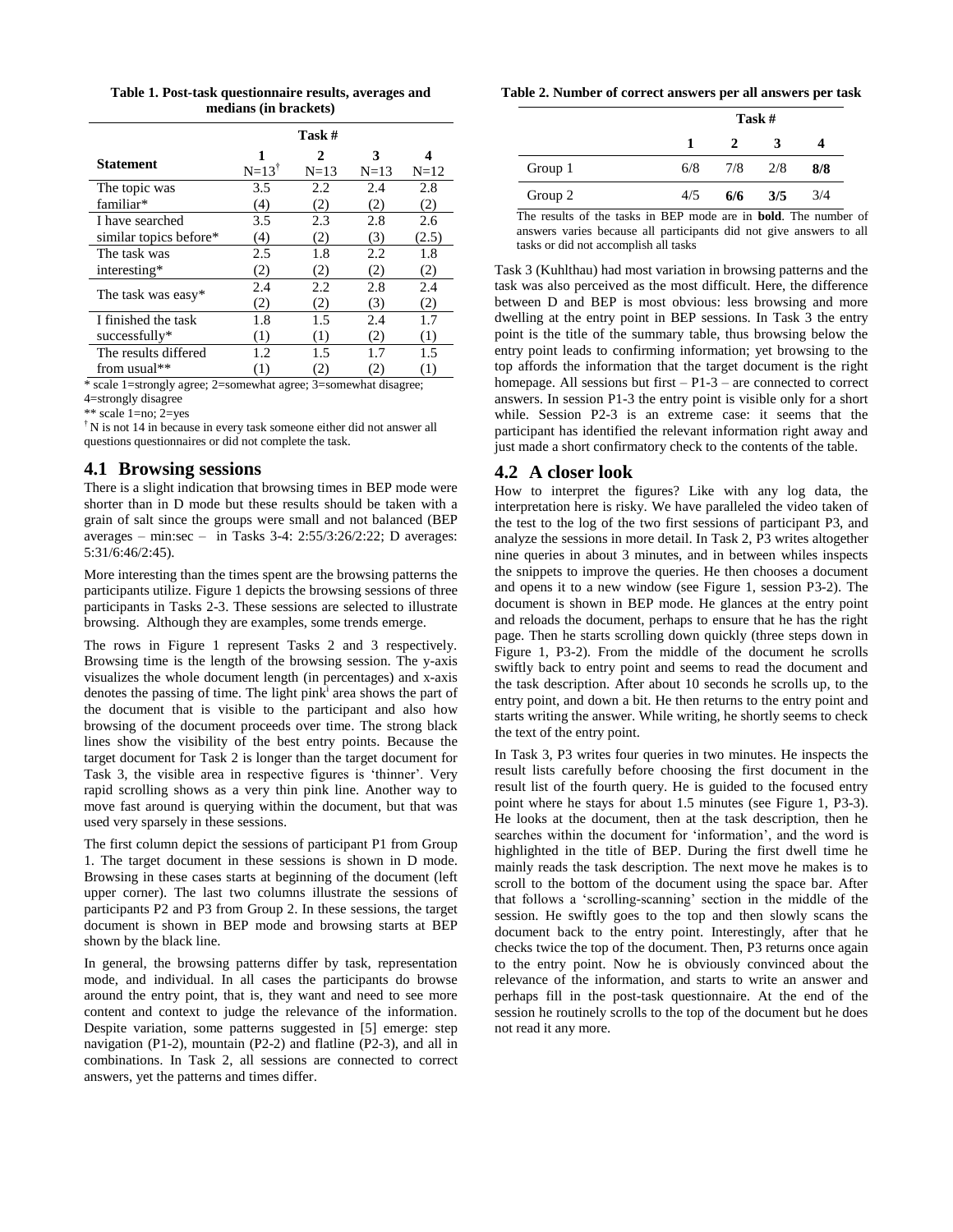**Table 1. Post-task questionnaire results, averages and medians (in brackets)**

| Statement | Task # 1 N=13[†] | 2 N=13 | 3 N=13 | 4 N=12 |
|---|---|---|---|---|
| The topic was familiar* | 3.5 (4) | 2.2 (2) | 2.4 (2) | 2.8 (2) |
| I have searched similar topics before* | 3.5 (4) | 2.3 (2) | 2.8 (3) | 2.6 (2.5) |
| The task was interesting* | 2.5 (2) | 1.8 (2) | 2.2 (2) | 1.8 (2) |
| The task was easy* | 2.4 (2) | 2.2 (2) | 2.8 (3) | 2.4 (2) |
| I finished the task successfully* | 1.8 (1) | 1.5 (1) | 2.4 (2) | 1.7 (1) |
| The results differed from usual** | 1.2 (1) | 1.5 (2) | 1.7 (2) | 1.5 (1) |

* scale 1=strongly agree; 2=somewhat agree; 3=somewhat disagree; 4=strongly disagree

** scale 1=no; 2=yes

† N is not 14 in because in every task someone either did not answer all questions questionnaires or did not complete the task.

## 4.1 Browsing sessions

There is a slight indication that browsing times in BEP mode were shorter than in D mode but these results should be taken with a grain of salt since the groups were small and not balanced (BEP averages – min:sec – in Tasks 3-4: 2:55/3:26/2:22; D averages: 5:31/6:46/2:45).

More interesting than the times spent are the browsing patterns the participants utilize. Figure 1 depicts the browsing sessions of three participants in Tasks 2-3. These sessions are selected to illustrate browsing. Although they are examples, some trends emerge.

The rows in Figure 1 represent Tasks 2 and 3 respectively. Browsing time is the length of the browsing session. The y-axis visualizes the whole document length (in percentages) and x-axis denotes the passing of time. The light pink[i] area shows the part of the document that is visible to the participant and also how browsing of the document proceeds over time. The strong black lines show the visibility of the best entry points. Because the target document for Task 2 is longer than the target document for Task 3, the visible area in respective figures is 'thinner'. Very rapid scrolling shows as a very thin pink line. Another way to move fast around is querying within the document, but that was used very sparsely in these sessions.

The first column depict the sessions of participant P1 from Group 1. The target document in these sessions is shown in D mode. Browsing in these cases starts at beginning of the document (left upper corner). The last two columns illustrate the sessions of participants P2 and P3 from Group 2. In these sessions, the target document is shown in BEP mode and browsing starts at BEP shown by the black line.

In general, the browsing patterns differ by task, representation mode, and individual. In all cases the participants do browse around the entry point, that is, they want and need to see more content and context to judge the relevance of the information. Despite variation, some patterns suggested in [5] emerge: step navigation (P1-2), mountain (P2-2) and flatline (P2-3), and all in combinations. In Task 2, all sessions are connected to correct answers, yet the patterns and times differ.

**Table 2. Number of correct answers per all answers per task**

| | Task # 1 | 2 | 3 | 4 |
|---|---|---|---|---|
| Group 1 | 6/8 | 7/8 | 2/8 | **8/8** |
| Group 2 | 4/5 | **6/6** | **3/5** | 3/4 |

The results of the tasks in BEP mode are in **bold**. The number of answers varies because all participants did not give answers to all tasks or did not accomplish all tasks

Task 3 (Kuhlthau) had most variation in browsing patterns and the task was also perceived as the most difficult. Here, the difference between D and BEP is most obvious: less browsing and more dwelling at the entry point in BEP sessions. In Task 3 the entry point is the title of the summary table, thus browsing below the entry point leads to confirming information; yet browsing to the top affords the information that the target document is the right homepage. All sessions but first – P1-3 – are connected to correct answers. In session P1-3 the entry point is visible only for a short while. Session P2-3 is an extreme case: it seems that the participant has identified the relevant information right away and just made a short confirmatory check to the contents of the table.

## 4.2 A closer look

How to interpret the figures? Like with any log data, the interpretation here is risky. We have paralleled the video taken of the test to the log of the two first sessions of participant P3, and analyze the sessions in more detail. In Task 2, P3 writes altogether nine queries in about 3 minutes, and in between whiles inspects the snippets to improve the queries. He then chooses a document and opens it to a new window (see Figure 1, session P3-2). The document is shown in BEP mode. He glances at the entry point and reloads the document, perhaps to ensure that he has the right page. Then he starts scrolling down quickly (three steps down in Figure 1, P3-2). From the middle of the document he scrolls swiftly back to entry point and seems to read the document and the task description. After about 10 seconds he scrolls up, to the entry point, and down a bit. He then returns to the entry point and starts writing the answer. While writing, he shortly seems to check the text of the entry point.

In Task 3, P3 writes four queries in two minutes. He inspects the result lists carefully before choosing the first document in the result list of the fourth query. He is guided to the focused entry point where he stays for about 1.5 minutes (see Figure 1, P3-3). He looks at the document, then at the task description, then he searches within the document for 'information', and the word is highlighted in the title of BEP. During the first dwell time he mainly reads the task description. The next move he makes is to scroll to the bottom of the document using the space bar. After that follows a 'scrolling-scanning' section in the middle of the session. He swiftly goes to the top and then slowly scans the document back to the entry point. Interestingly, after that he checks twice the top of the document. Then, P3 returns once again to the entry point. Now he is obviously convinced about the relevance of the information, and starts to write an answer and perhaps fill in the post-task questionnaire. At the end of the session he routinely scrolls to the top of the document but he does not read it any more.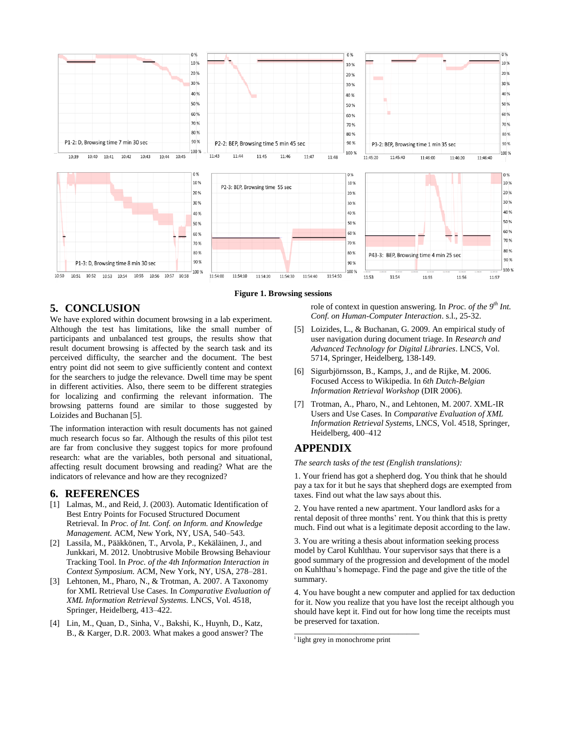P1-2: D, Browsing time 7 min 30 sec

P2-2: BEP, Browsing time 5 min 45 sec

P3-2: BEP, Browsing time 1 min 35 sec

P1-3: D, Browsing time 8 min 30 sec

P2-3: BEP, Browsing time 55 sec

P43-3: BEP, Browsing time 4 min 25 sec

**Figure 1. Browsing sessions**

## 5. CONCLUSION

We have explored within document browsing in a lab experiment. Although the test has limitations, like the small number of participants and unbalanced test groups, the results show that result document browsing is affected by the search task and its perceived difficulty, the searcher and the document. The best entry point did not seem to give sufficiently content and context for the searchers to judge the relevance. Dwell time may be spent in different activities. Also, there seem to be different strategies for localizing and confirming the relevant information. The browsing patterns found are similar to those suggested by Loizides and Buchanan [5].

The information interaction with result documents has not gained much research focus so far. Although the results of this pilot test are far from conclusive they suggest topics for more profound research: what are the variables, both personal and situational, affecting result document browsing and reading? What are the indicators of relevance and how are they recognized?

## 6. REFERENCES

[1] Lalmas, M., and Reid, J. (2003). Automatic Identification of Best Entry Points for Focused Structured Document Retrieval. In *Proc. of Int. Conf. on Inform. and Knowledge Management.* ACM, New York, NY, USA, 540–543.

[2] Lassila, M., Pääkkönen, T., Arvola, P., Kekäläinen, J., and Junkkari, M. 2012. Unobtrusive Mobile Browsing Behaviour Tracking Tool. In *Proc. of the 4th Information Interaction in Context Symposium.* ACM, New York, NY, USA, 278–281.

[3] Lehtonen, M., Pharo, N., & Trotman, A. 2007. A Taxonomy for XML Retrieval Use Cases. In *Comparative Evaluation of XML Information Retrieval Systems.* LNCS, Vol. 4518, Springer, Heidelberg, 413–422.

[4] Lin, M., Quan, D., Sinha, V., Bakshi, K., Huynh, D., Katz, B., & Karger, D.R. 2003. What makes a good answer? The role of context in question answering. In *Proc. of the 9th Int. Conf. on Human-Computer Interaction*. s.l., 25-32.

[5] Loizides, L., & Buchanan, G. 2009. An empirical study of user navigation during document triage. In *Research and Advanced Technology for Digital Libraries*. LNCS, Vol. 5714, Springer, Heidelberg, 138-149.

[6] Sigurbjörnsson, B., Kamps, J., and de Rijke, M. 2006. Focused Access to Wikipedia. In *6th Dutch-Belgian Information Retrieval Workshop* (DIR 2006).

[7] Trotman, A., Pharo, N., and Lehtonen, M. 2007. XML-IR Users and Use Cases. In *Comparative Evaluation of XML Information Retrieval Systems*, LNCS, Vol. 4518, Springer, Heidelberg, 400–412

# APPENDIX

*The search tasks of the test (English translations):*

1. Your friend has got a shepherd dog. You think that he should pay a tax for it but he says that shepherd dogs are exempted from taxes. Find out what the law says about this.

2. You have rented a new apartment. Your landlord asks for a rental deposit of three months' rent. You think that this is pretty much. Find out what is a legitimate deposit according to the law.

3. You are writing a thesis about information seeking process model by Carol Kuhlthau. Your supervisor says that there is a good summary of the progression and development of the model on Kuhlthau's homepage. Find the page and give the title of the summary.

4. You have bought a new computer and applied for tax deduction for it. Now you realize that you have lost the receipt although you should have kept it. Find out for how long time the receipts must be preserved for taxation.

---

[1] light grey in monochrome print